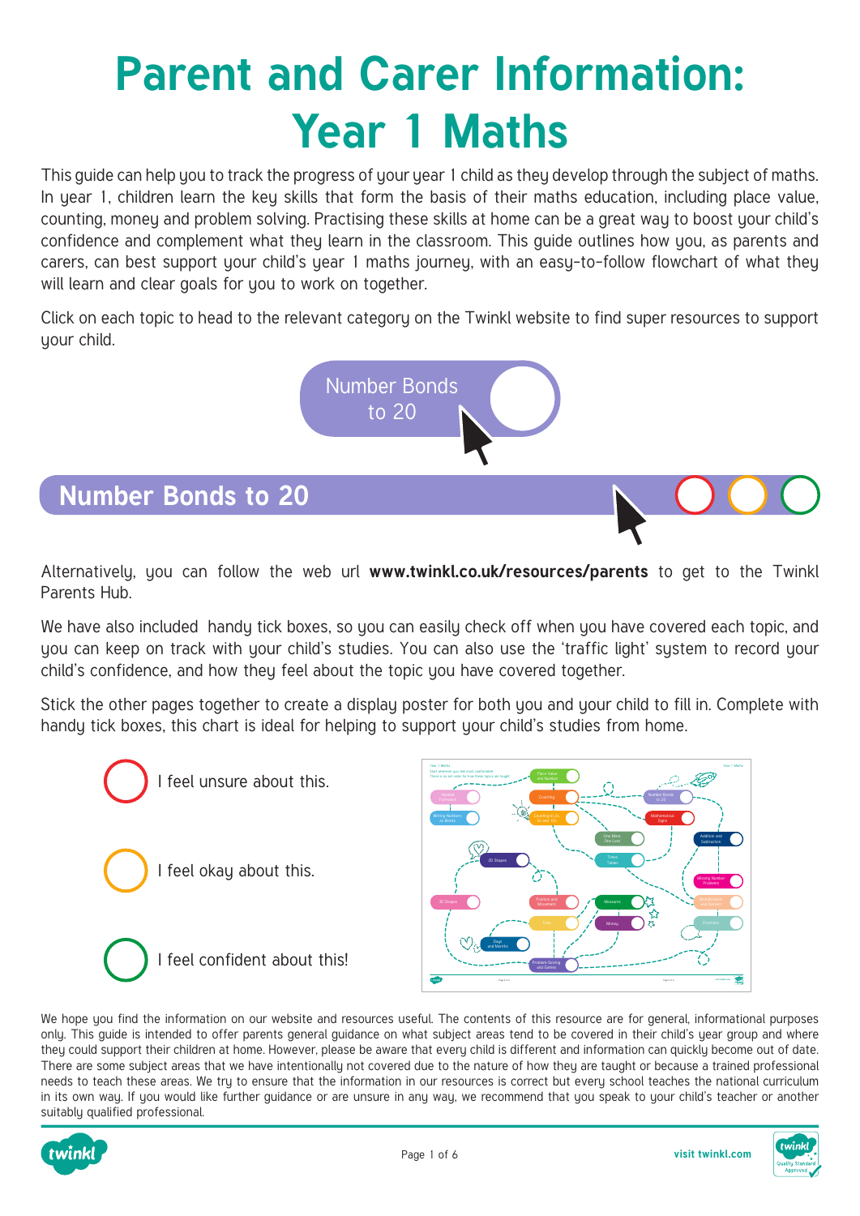# Parent and Carer Information: Year 1 Maths

This guide can help you to track the progress of your year 1 child as they develop through the subject of maths. In year 1, children learn the key skills that form the basis of their maths education, including place value, counting, money and problem solving. Practising these skills at home can be a great way to boost your child's confidence and complement what they learn in the classroom. This guide outlines how you, as parents and carers, can best support your child's year 1 maths journey, with an easy-to-follow flowchart of what they will learn and clear goals for you to work on together.

Click on each topic to head to the relevant category on the Twinkl website to find super resources to support your child.

Number Bonds to 20

## Number Bonds to 20

Alternatively, you can follow the web url **www.twinkl.co.uk/resources/parents** to get to the Twinkl Parents Hub.

We have also included handy tick boxes, so you can easily check off when you have covered each topic, and you can keep on track with your child's studies. You can also use the 'traffic light' system to record your child's confidence, and how they feel about the topic you have covered together.

Stick the other pages together to create a display poster for both you and your child to fill in. Complete with handy tick boxes, this chart is ideal for helping to support your child's studies from home.

I feel unsure about this.

I feel okay about this.

I feel confident about this!

We hope you find the information on our website and resources useful. The contents of this resource are for general, informational purposes only. This guide is intended to offer parents general guidance on what subject areas tend to be covered in their child's year group and where they could support their children at home. However, please be aware that every child is different and information can quickly become out of date. There are some subject areas that we have intentionally not covered due to the nature of how they are taught or because a trained professional needs to teach these areas. We try to ensure that the information in our resources is correct but every school teaches the national curriculum in its own way. If you would like further guidance or are unsure in any way, we recommend that you speak to your child's teacher or another suitably qualified professional.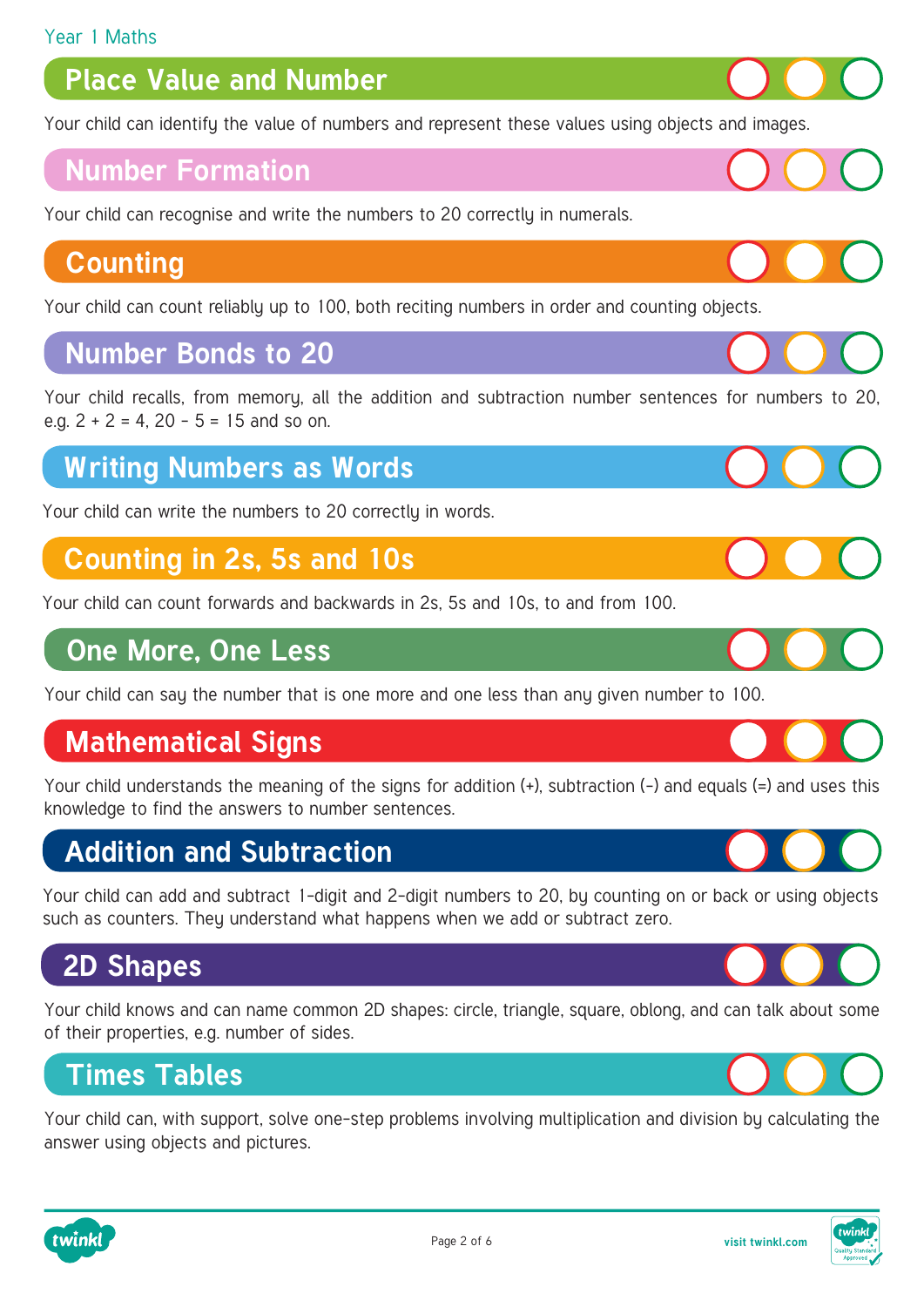Year 1 Maths

## Place Value and Number

Your child can identify the value of numbers and represent these values using objects and images.

## Number Formation

Your child can recognise and write the numbers to 20 correctly in numerals.

## Counting

Your child can count reliably up to 100, both reciting numbers in order and counting objects.

## Number Bonds to 20

Your child recalls, from memory, all the addition and subtraction number sentences for numbers to 20, e.g. 2 + 2 = 4, 20 - 5 = 15 and so on.

## Writing Numbers as Words

Your child can write the numbers to 20 correctly in words.

## Counting in 2s, 5s and 10s

Your child can count forwards and backwards in 2s, 5s and 10s, to and from 100.

## One More, One Less

Your child can say the number that is one more and one less than any given number to 100.

## Mathematical Signs

Your child understands the meaning of the signs for addition (+), subtraction (-) and equals (=) and uses this knowledge to find the answers to number sentences.

## Addition and Subtraction

Your child can add and subtract 1-digit and 2-digit numbers to 20, by counting on or back or using objects such as counters. They understand what happens when we add or subtract zero.

## 2D Shapes

Your child knows and can name common 2D shapes: circle, triangle, square, oblong, and can talk about some of their properties, e.g. number of sides.

## Times Tables

Your child can, with support, solve one-step problems involving multiplication and division by calculating the answer using objects and pictures.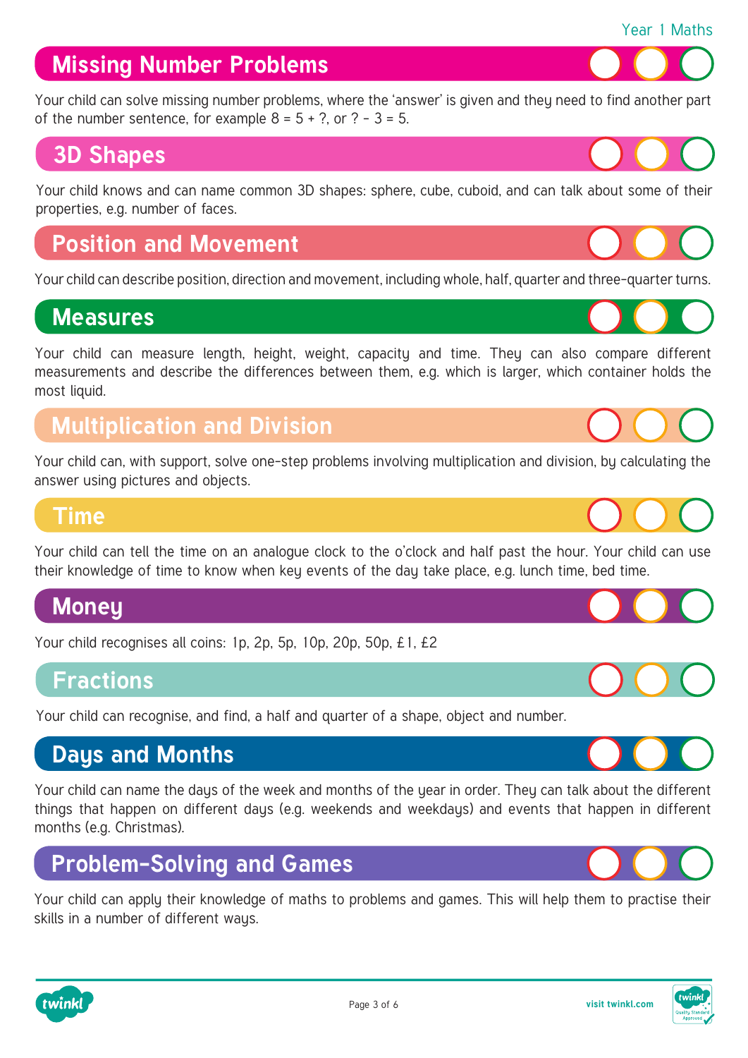## Missing Number Problems

Your child can solve missing number problems, where the 'answer' is given and they need to find another part of the number sentence, for example $8 = 5 + ?$, or $? - 3 = 5$.

## 3D Shapes

Your child knows and can name common 3D shapes: sphere, cube, cuboid, and can talk about some of their properties, e.g. number of faces.

## Position and Movement

Your child can describe position, direction and movement, including whole, half, quarter and three-quarter turns.

## Measures

Your child can measure length, height, weight, capacity and time. They can also compare different measurements and describe the differences between them, e.g. which is larger, which container holds the most liquid.

## Multiplication and Division

Your child can, with support, solve one-step problems involving multiplication and division, by calculating the answer using pictures and objects.

## Time

Your child can tell the time on an analogue clock to the o'clock and half past the hour. Your child can use their knowledge of time to know when key events of the day take place, e.g. lunch time, bed time.

## Money

Your child recognises all coins: 1p, 2p, 5p, 10p, 20p, 50p, £1, £2

## Fractions

Your child can recognise, and find, a half and quarter of a shape, object and number.

## Days and Months

Your child can name the days of the week and months of the year in order. They can talk about the different things that happen on different days (e.g. weekends and weekdays) and events that happen in different months (e.g. Christmas).

## Problem-Solving and Games

Your child can apply their knowledge of maths to problems and games. This will help them to practise their skills in a number of different ways.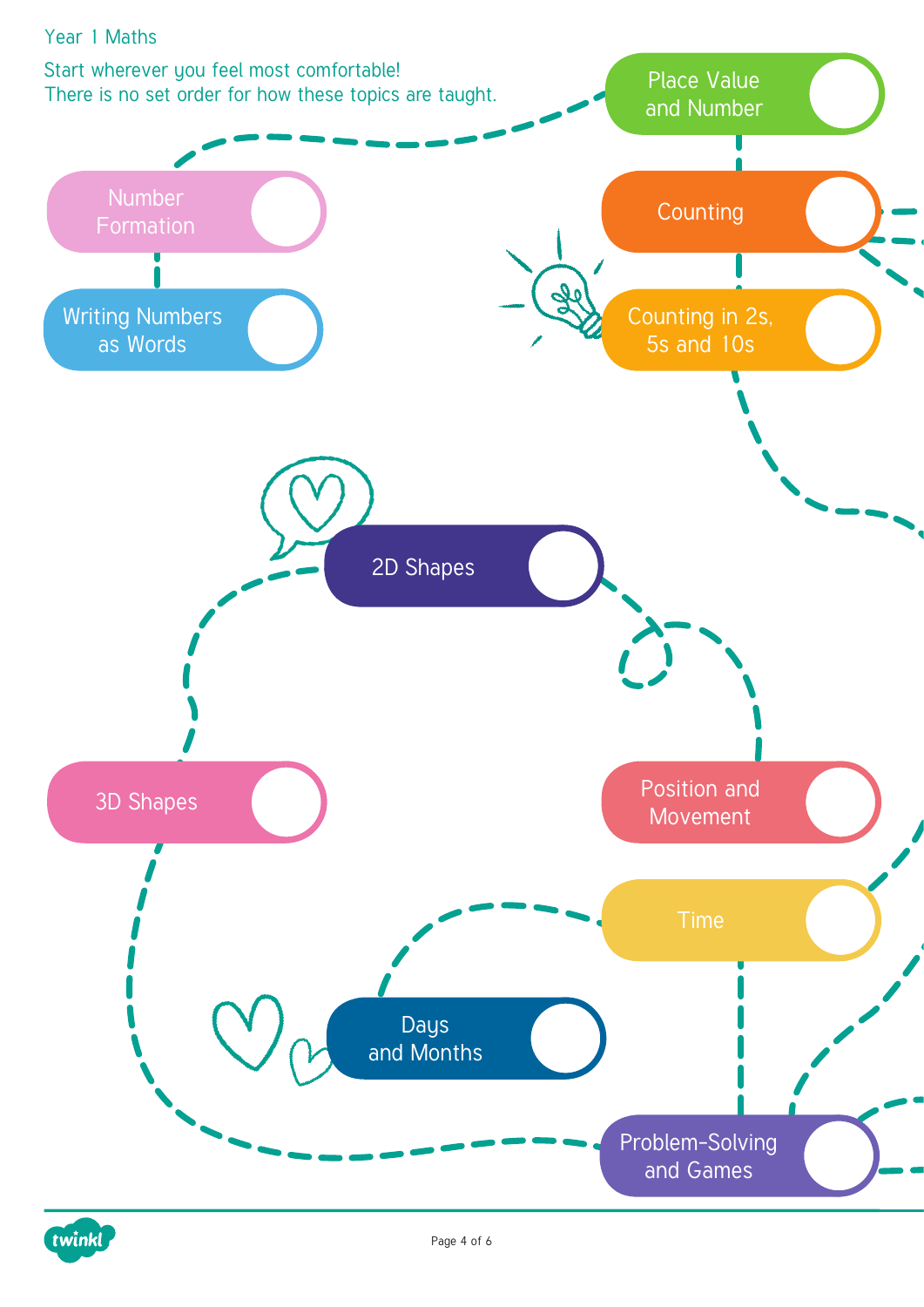Year 1 Maths

Start wherever you feel most comfortable!
There is no set order for how these topics are taught.

- Place Value and Number
- Counting
- Counting in 2s, 5s and 10s
- Number Formation
- Writing Numbers as Words
- 2D Shapes
- 3D Shapes
- Position and Movement
- Time
- Days and Months
- Problem-Solving and Games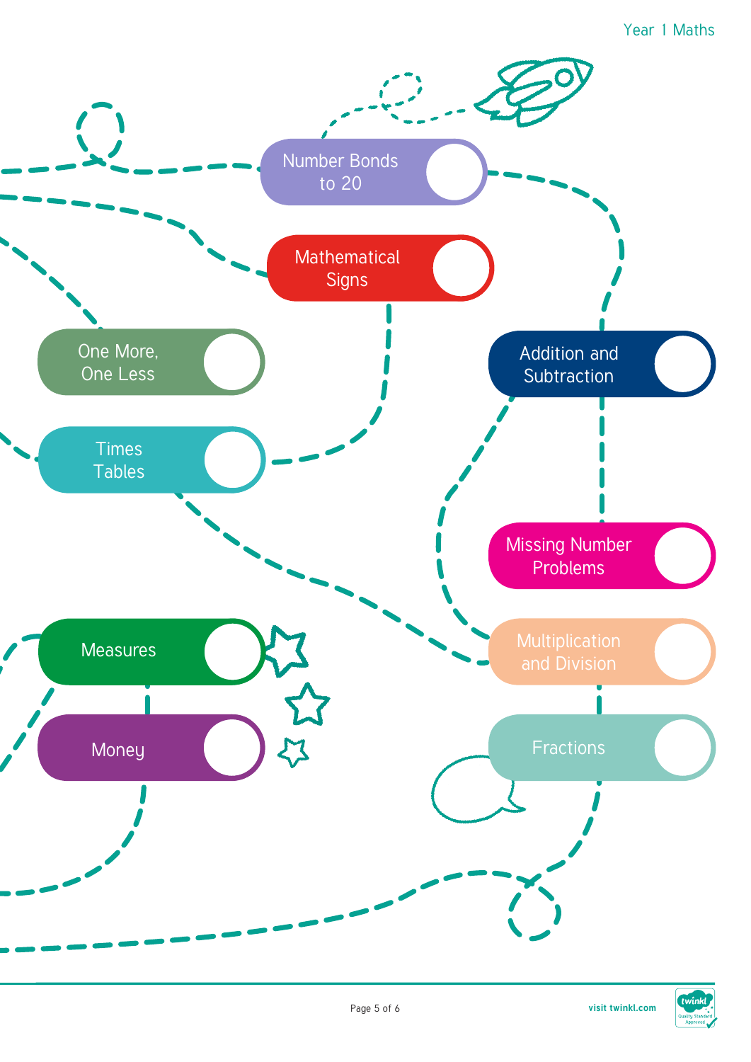Number Bonds to 20

Mathematical Signs

One More, One Less

Addition and Subtraction

Times Tables

Missing Number Problems

Measures

Multiplication and Division

Money

Fractions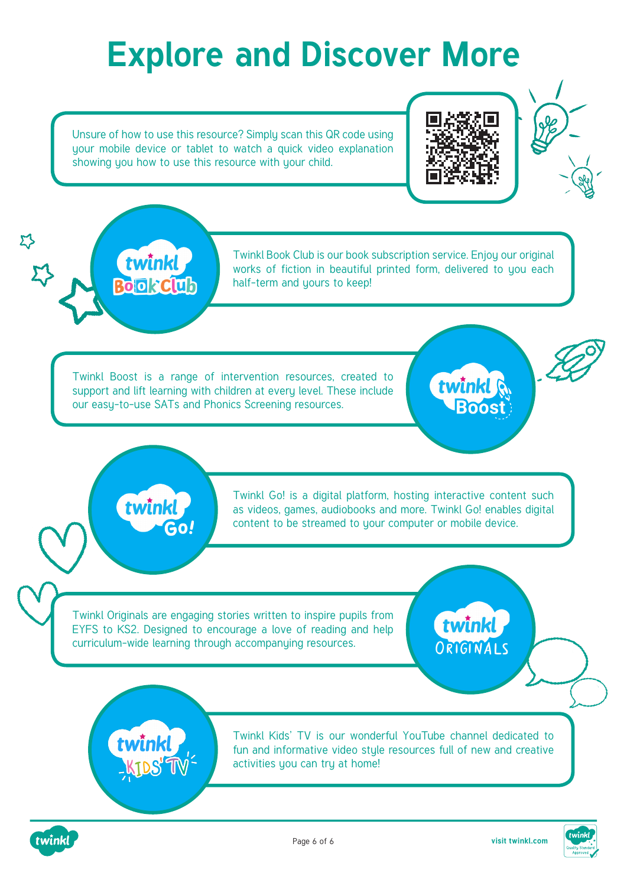# Explore and Discover More

Unsure of how to use this resource? Simply scan this QR code using your mobile device or tablet to watch a quick video explanation showing you how to use this resource with your child.

Twinkl Book Club is our book subscription service. Enjoy our original works of fiction in beautiful printed form, delivered to you each half-term and yours to keep!

Twinkl Boost is a range of intervention resources, created to support and lift learning with children at every level. These include our easy-to-use SATs and Phonics Screening resources.

Twinkl Go! is a digital platform, hosting interactive content such as videos, games, audiobooks and more. Twinkl Go! enables digital content to be streamed to your computer or mobile device.

Twinkl Originals are engaging stories written to inspire pupils from EYFS to KS2. Designed to encourage a love of reading and help curriculum-wide learning through accompanying resources.

Twinkl Kids' TV is our wonderful YouTube channel dedicated to fun and informative video style resources full of new and creative activities you can try at home!